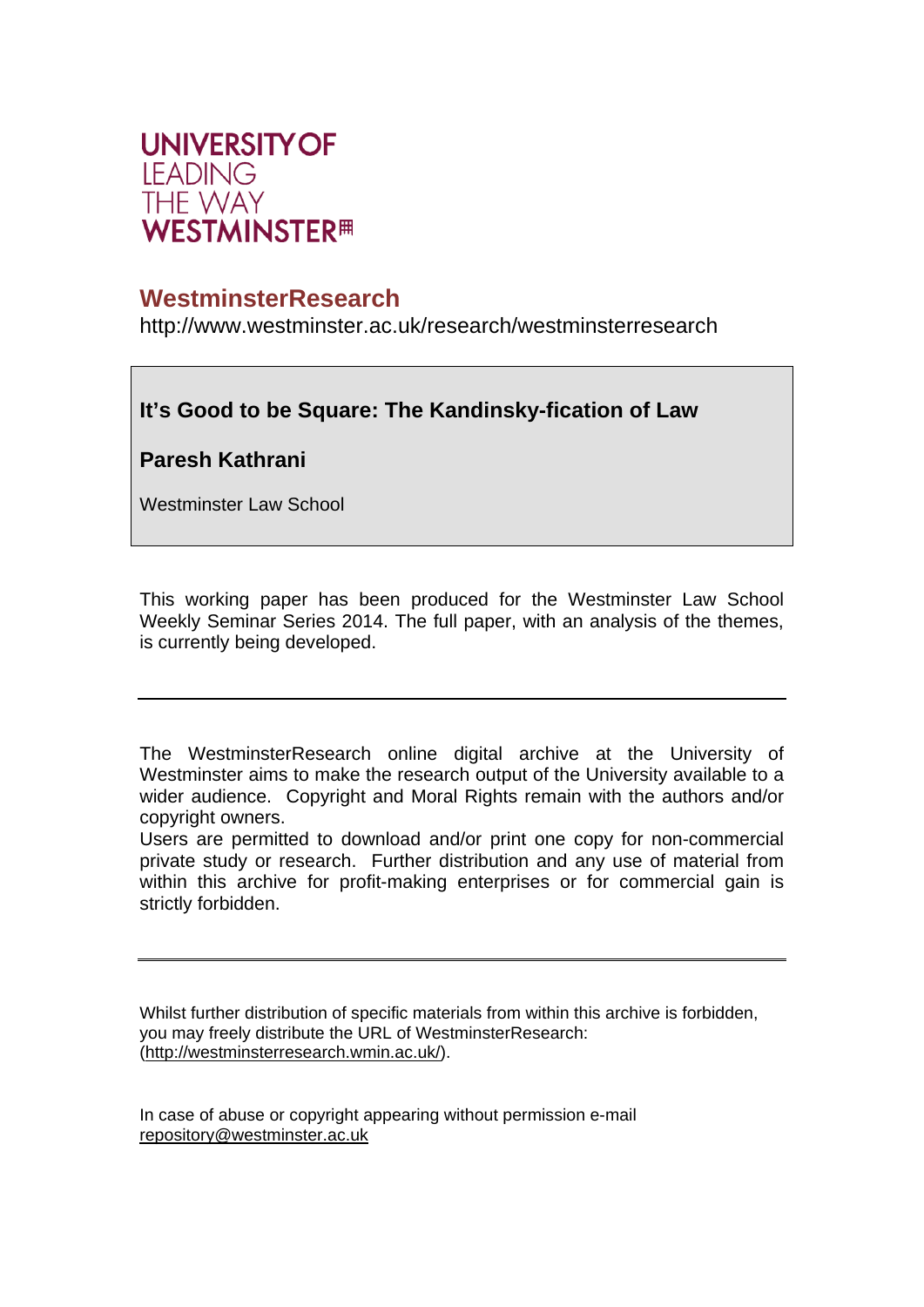UNIVERSITY OF
LEADING
THE WAY
WESTMINSTER

## WestminsterResearch

http://www.westminster.ac.uk/research/westminsterresearch

# It's Good to be Square: The Kandinsky-fication of Law

**Paresh Kathrani**

Westminster Law School

This working paper has been produced for the Westminster Law School Weekly Seminar Series 2014. The full paper, with an analysis of the themes, is currently being developed.

---

The WestminsterResearch online digital archive at the University of Westminster aims to make the research output of the University available to a wider audience. Copyright and Moral Rights remain with the authors and/or copyright owners.

Users are permitted to download and/or print one copy for non-commercial private study or research. Further distribution and any use of material from within this archive for profit-making enterprises or for commercial gain is strictly forbidden.

---

Whilst further distribution of specific materials from within this archive is forbidden, you may freely distribute the URL of WestminsterResearch: (http://westminsterresearch.wmin.ac.uk/).

In case of abuse or copyright appearing without permission e-mail repository@westminster.ac.uk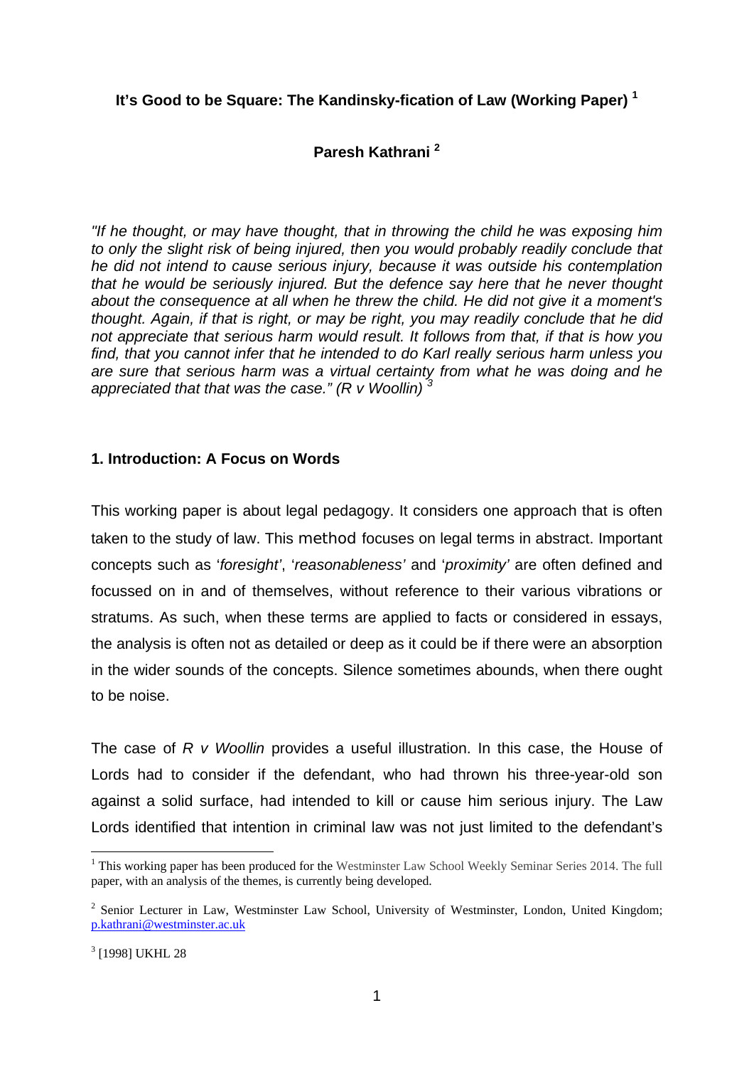**It's Good to be Square: The Kandinsky-fication of Law (Working Paper) [1]**

**Paresh Kathrani [2]**

*"If he thought, or may have thought, that in throwing the child he was exposing him to only the slight risk of being injured, then you would probably readily conclude that he did not intend to cause serious injury, because it was outside his contemplation that he would be seriously injured. But the defence say here that he never thought about the consequence at all when he threw the child. He did not give it a moment's thought. Again, if that is right, or may be right, you may readily conclude that he did not appreciate that serious harm would result. It follows from that, if that is how you find, that you cannot infer that he intended to do Karl really serious harm unless you are sure that serious harm was a virtual certainty from what he was doing and he appreciated that that was the case." (R v Woollin)* [3]

## 1. Introduction: A Focus on Words

This working paper is about legal pedagogy. It considers one approach that is often taken to the study of law. This method focuses on legal terms in abstract. Important concepts such as '*foresight*', '*reasonableness'* and '*proximity'* are often defined and focussed on in and of themselves, without reference to their various vibrations or stratums. As such, when these terms are applied to facts or considered in essays, the analysis is often not as detailed or deep as it could be if there were an absorption in the wider sounds of the concepts. Silence sometimes abounds, when there ought to be noise.

The case of *R v Woollin* provides a useful illustration. In this case, the House of Lords had to consider if the defendant, who had thrown his three-year-old son against a solid surface, had intended to kill or cause him serious injury. The Law Lords identified that intention in criminal law was not just limited to the defendant's

---

[1] This working paper has been produced for the Westminster Law School Weekly Seminar Series 2014. The full paper, with an analysis of the themes, is currently being developed.

[2] Senior Lecturer in Law, Westminster Law School, University of Westminster, London, United Kingdom; p.kathrani@westminster.ac.uk

[3] [1998] UKHL 28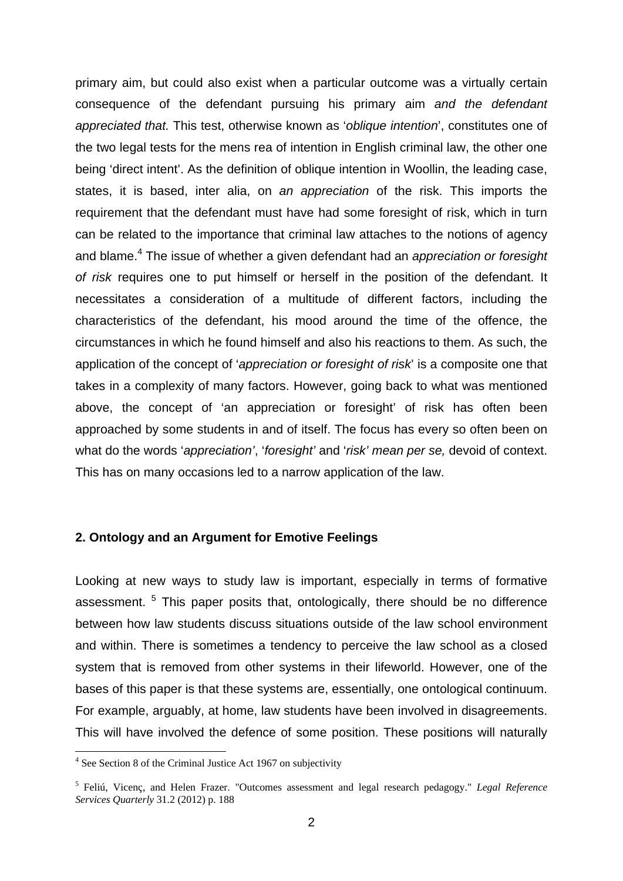primary aim, but could also exist when a particular outcome was a virtually certain consequence of the defendant pursuing his primary aim *and the defendant appreciated that.* This test, otherwise known as '*oblique intention*', constitutes one of the two legal tests for the mens rea of intention in English criminal law, the other one being 'direct intent'. As the definition of oblique intention in Woollin, the leading case, states, it is based, inter alia, on *an appreciation* of the risk. This imports the requirement that the defendant must have had some foresight of risk, which in turn can be related to the importance that criminal law attaches to the notions of agency and blame.[4] The issue of whether a given defendant had an *appreciation or foresight of risk* requires one to put himself or herself in the position of the defendant. It necessitates a consideration of a multitude of different factors, including the characteristics of the defendant, his mood around the time of the offence, the circumstances in which he found himself and also his reactions to them. As such, the application of the concept of '*appreciation or foresight of risk*' is a composite one that takes in a complexity of many factors. However, going back to what was mentioned above, the concept of 'an appreciation or foresight' of risk has often been approached by some students in and of itself. The focus has every so often been on what do the words '*appreciation'*, '*foresight'* and '*risk' mean per se,* devoid of context. This has on many occasions led to a narrow application of the law.

### 2. Ontology and an Argument for Emotive Feelings

Looking at new ways to study law is important, especially in terms of formative assessment. [5] This paper posits that, ontologically, there should be no difference between how law students discuss situations outside of the law school environment and within. There is sometimes a tendency to perceive the law school as a closed system that is removed from other systems in their lifeworld. However, one of the bases of this paper is that these systems are, essentially, one ontological continuum. For example, arguably, at home, law students have been involved in disagreements. This will have involved the defence of some position. These positions will naturally

---

[4] See Section 8 of the Criminal Justice Act 1967 on subjectivity

[5] Feliú, Vicenç, and Helen Frazer. "Outcomes assessment and legal research pedagogy." *Legal Reference Services Quarterly* 31.2 (2012) p. 188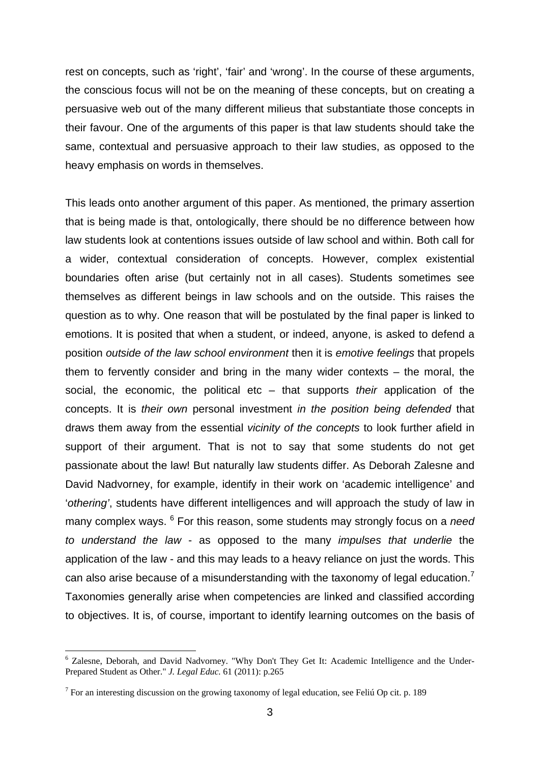rest on concepts, such as 'right', 'fair' and 'wrong'. In the course of these arguments, the conscious focus will not be on the meaning of these concepts, but on creating a persuasive web out of the many different milieus that substantiate those concepts in their favour. One of the arguments of this paper is that law students should take the same, contextual and persuasive approach to their law studies, as opposed to the heavy emphasis on words in themselves.

This leads onto another argument of this paper. As mentioned, the primary assertion that is being made is that, ontologically, there should be no difference between how law students look at contentions issues outside of law school and within. Both call for a wider, contextual consideration of concepts. However, complex existential boundaries often arise (but certainly not in all cases). Students sometimes see themselves as different beings in law schools and on the outside. This raises the question as to why. One reason that will be postulated by the final paper is linked to emotions. It is posited that when a student, or indeed, anyone, is asked to defend a position *outside of the law school environment* then it is *emotive feelings* that propels them to fervently consider and bring in the many wider contexts – the moral, the social, the economic, the political etc – that supports *their* application of the concepts. It is *their own* personal investment *in the position being defended* that draws them away from the essential *vicinity of the concepts* to look further afield in support of their argument. That is not to say that some students do not get passionate about the law! But naturally law students differ. As Deborah Zalesne and David Nadvorney, for example, identify in their work on 'academic intelligence' and '*othering'*, students have different intelligences and will approach the study of law in many complex ways. [6] For this reason, some students may strongly focus on a *need to understand the law* - as opposed to the many *impulses that underlie* the application of the law - and this may leads to a heavy reliance on just the words. This can also arise because of a misunderstanding with the taxonomy of legal education.[7] Taxonomies generally arise when competencies are linked and classified according to objectives. It is, of course, important to identify learning outcomes on the basis of

---

[6] Zalesne, Deborah, and David Nadvorney. "Why Don't They Get It: Academic Intelligence and the Under-Prepared Student as Other." *J. Legal Educ.* 61 (2011): p.265

[7] For an interesting discussion on the growing taxonomy of legal education, see Feliú Op cit. p. 189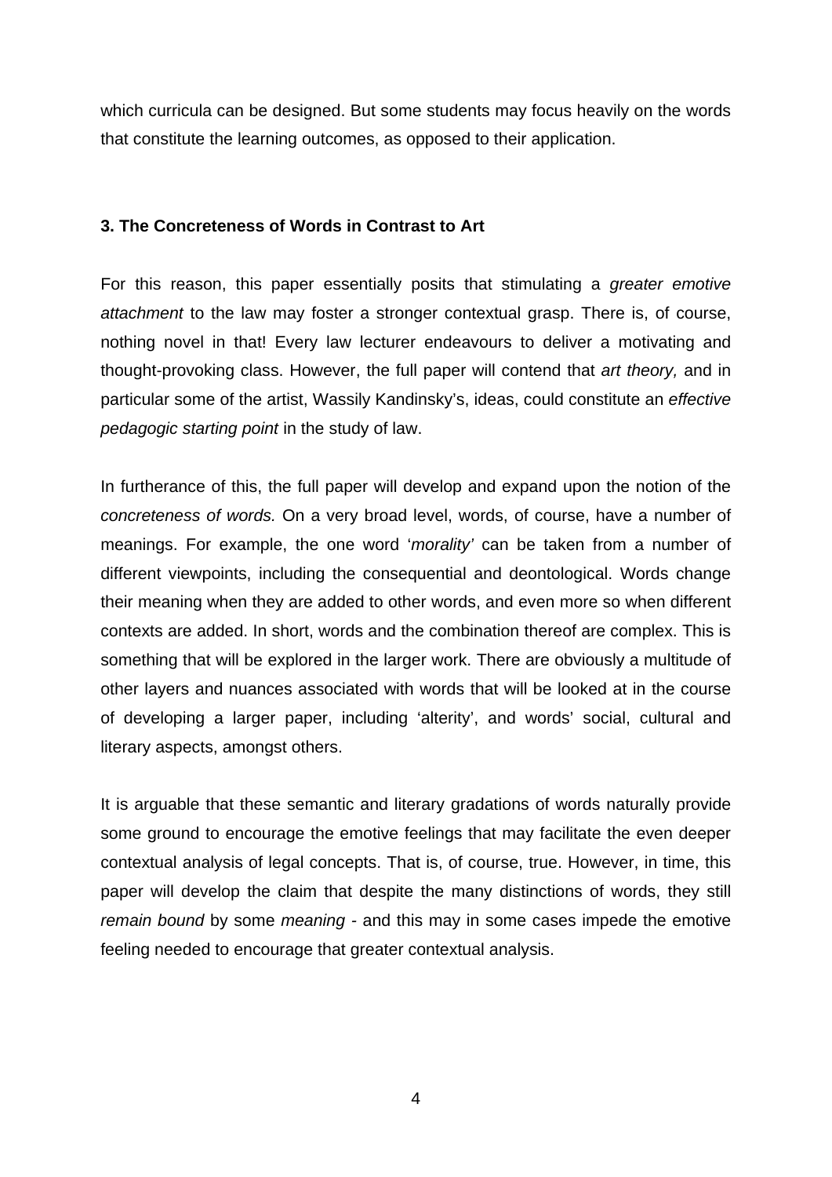which curricula can be designed. But some students may focus heavily on the words that constitute the learning outcomes, as opposed to their application.

### 3. The Concreteness of Words in Contrast to Art

For this reason, this paper essentially posits that stimulating a *greater emotive attachment* to the law may foster a stronger contextual grasp. There is, of course, nothing novel in that! Every law lecturer endeavours to deliver a motivating and thought-provoking class. However, the full paper will contend that *art theory,* and in particular some of the artist, Wassily Kandinsky's, ideas, could constitute an *effective pedagogic starting point* in the study of law.

In furtherance of this, the full paper will develop and expand upon the notion of the *concreteness of words.* On a very broad level, words, of course, have a number of meanings. For example, the one word '*morality'* can be taken from a number of different viewpoints, including the consequential and deontological. Words change their meaning when they are added to other words, and even more so when different contexts are added. In short, words and the combination thereof are complex. This is something that will be explored in the larger work. There are obviously a multitude of other layers and nuances associated with words that will be looked at in the course of developing a larger paper, including 'alterity', and words' social, cultural and literary aspects, amongst others.

It is arguable that these semantic and literary gradations of words naturally provide some ground to encourage the emotive feelings that may facilitate the even deeper contextual analysis of legal concepts. That is, of course, true. However, in time, this paper will develop the claim that despite the many distinctions of words, they still *remain bound* by some *meaning* - and this may in some cases impede the emotive feeling needed to encourage that greater contextual analysis.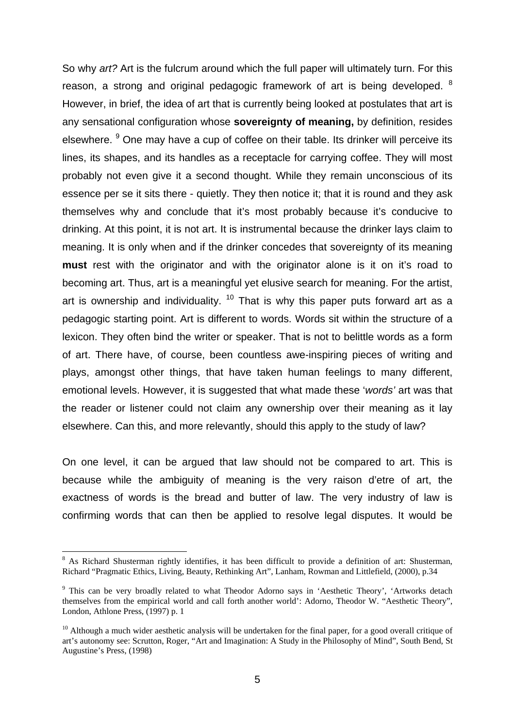So why *art?* Art is the fulcrum around which the full paper will ultimately turn. For this reason, a strong and original pedagogic framework of art is being developed. [8] However, in brief, the idea of art that is currently being looked at postulates that art is any sensational configuration whose **sovereignty of meaning,** by definition, resides elsewhere. [9] One may have a cup of coffee on their table. Its drinker will perceive its lines, its shapes, and its handles as a receptacle for carrying coffee. They will most probably not even give it a second thought. While they remain unconscious of its essence per se it sits there - quietly. They then notice it; that it is round and they ask themselves why and conclude that it's most probably because it's conducive to drinking. At this point, it is not art. It is instrumental because the drinker lays claim to meaning. It is only when and if the drinker concedes that sovereignty of its meaning **must** rest with the originator and with the originator alone is it on it's road to becoming art. Thus, art is a meaningful yet elusive search for meaning. For the artist, art is ownership and individuality. [10] That is why this paper puts forward art as a pedagogic starting point. Art is different to words. Words sit within the structure of a lexicon. They often bind the writer or speaker. That is not to belittle words as a form of art. There have, of course, been countless awe-inspiring pieces of writing and plays, amongst other things, that have taken human feelings to many different, emotional levels. However, it is suggested that what made these '*words'* art was that the reader or listener could not claim any ownership over their meaning as it lay elsewhere. Can this, and more relevantly, should this apply to the study of law?

On one level, it can be argued that law should not be compared to art. This is because while the ambiguity of meaning is the very raison d'etre of art, the exactness of words is the bread and butter of law. The very industry of law is confirming words that can then be applied to resolve legal disputes. It would be

---

[8] As Richard Shusterman rightly identifies, it has been difficult to provide a definition of art: Shusterman, Richard "Pragmatic Ethics, Living, Beauty, Rethinking Art", Lanham, Rowman and Littlefield, (2000), p.34

[9] This can be very broadly related to what Theodor Adorno says in 'Aesthetic Theory', 'Artworks detach themselves from the empirical world and call forth another world': Adorno, Theodor W. "Aesthetic Theory", London, Athlone Press, (1997) p. 1

[10] Although a much wider aesthetic analysis will be undertaken for the final paper, for a good overall critique of art's autonomy see: Scrutton, Roger, "Art and Imagination: A Study in the Philosophy of Mind", South Bend, St Augustine's Press, (1998)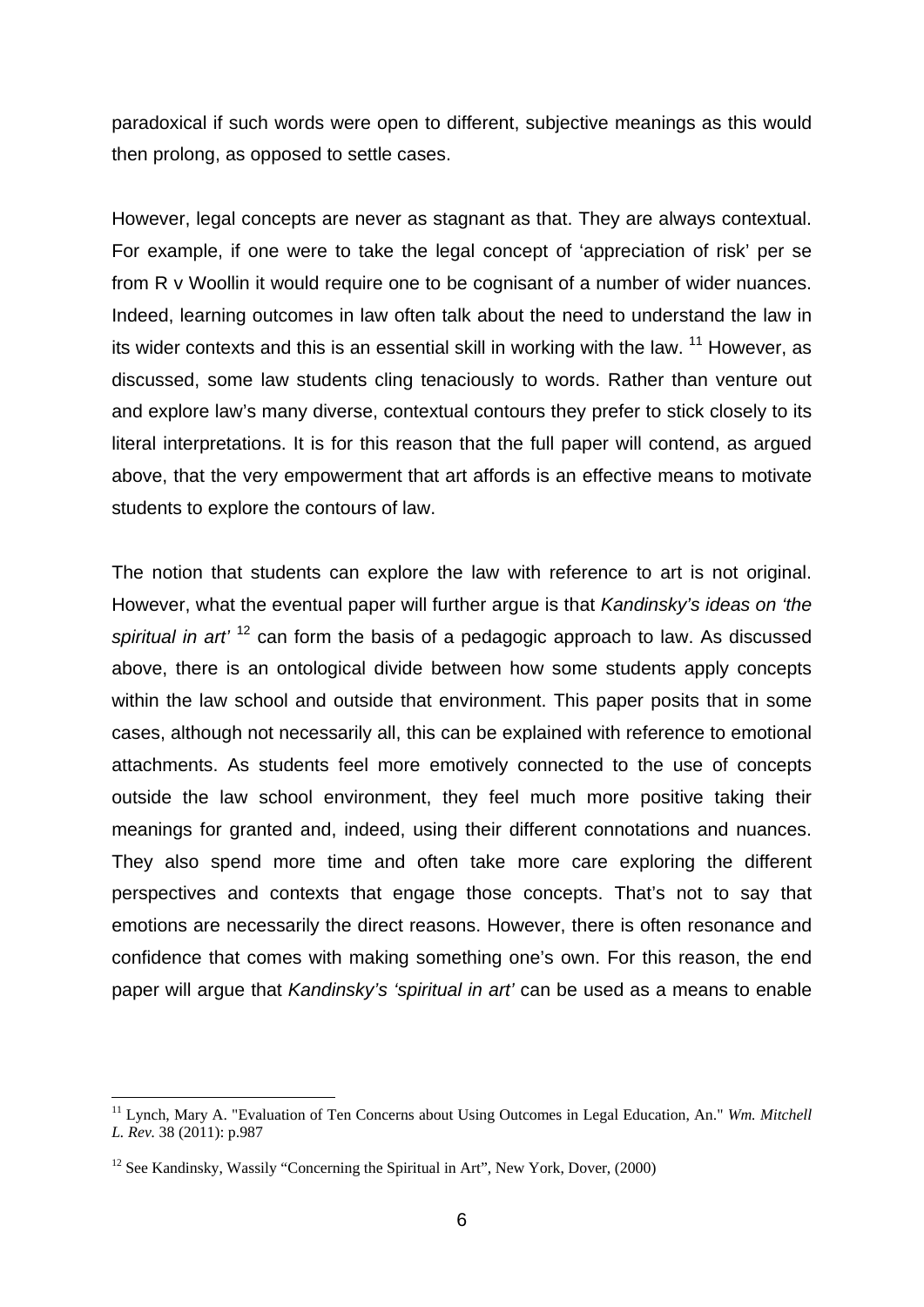paradoxical if such words were open to different, subjective meanings as this would then prolong, as opposed to settle cases.

However, legal concepts are never as stagnant as that. They are always contextual. For example, if one were to take the legal concept of 'appreciation of risk' per se from R v Woollin it would require one to be cognisant of a number of wider nuances. Indeed, learning outcomes in law often talk about the need to understand the law in its wider contexts and this is an essential skill in working with the law. [11] However, as discussed, some law students cling tenaciously to words. Rather than venture out and explore law's many diverse, contextual contours they prefer to stick closely to its literal interpretations. It is for this reason that the full paper will contend, as argued above, that the very empowerment that art affords is an effective means to motivate students to explore the contours of law.

The notion that students can explore the law with reference to art is not original. However, what the eventual paper will further argue is that *Kandinsky's ideas on 'the spiritual in art'* [12] can form the basis of a pedagogic approach to law. As discussed above, there is an ontological divide between how some students apply concepts within the law school and outside that environment. This paper posits that in some cases, although not necessarily all, this can be explained with reference to emotional attachments. As students feel more emotively connected to the use of concepts outside the law school environment, they feel much more positive taking their meanings for granted and, indeed, using their different connotations and nuances. They also spend more time and often take more care exploring the different perspectives and contexts that engage those concepts. That's not to say that emotions are necessarily the direct reasons. However, there is often resonance and confidence that comes with making something one's own. For this reason, the end paper will argue that *Kandinsky's 'spiritual in art'* can be used as a means to enable

[11] Lynch, Mary A. "Evaluation of Ten Concerns about Using Outcomes in Legal Education, An." *Wm. Mitchell L. Rev.* 38 (2011): p.987

[12] See Kandinsky, Wassily "Concerning the Spiritual in Art", New York, Dover, (2000)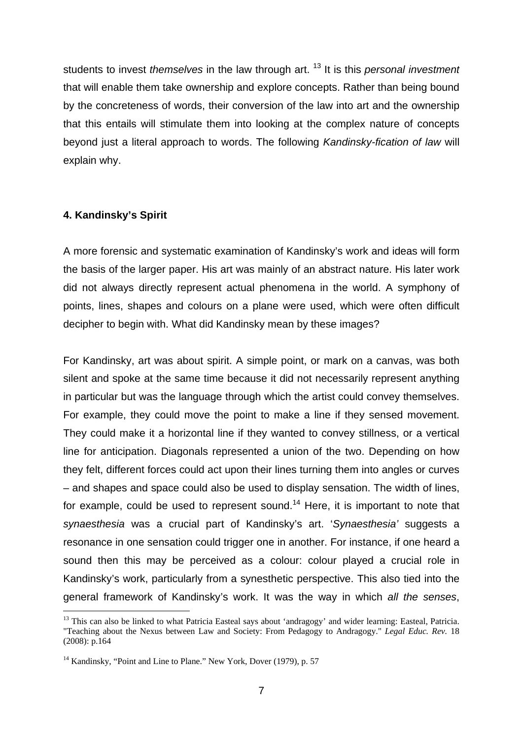students to invest *themselves* in the law through art. [13] It is this *personal investment* that will enable them take ownership and explore concepts. Rather than being bound by the concreteness of words, their conversion of the law into art and the ownership that this entails will stimulate them into looking at the complex nature of concepts beyond just a literal approach to words. The following *Kandinsky-fication of law* will explain why.

## 4. Kandinsky's Spirit

A more forensic and systematic examination of Kandinsky's work and ideas will form the basis of the larger paper. His art was mainly of an abstract nature. His later work did not always directly represent actual phenomena in the world. A symphony of points, lines, shapes and colours on a plane were used, which were often difficult decipher to begin with. What did Kandinsky mean by these images?

For Kandinsky, art was about spirit. A simple point, or mark on a canvas, was both silent and spoke at the same time because it did not necessarily represent anything in particular but was the language through which the artist could convey themselves. For example, they could move the point to make a line if they sensed movement. They could make it a horizontal line if they wanted to convey stillness, or a vertical line for anticipation. Diagonals represented a union of the two. Depending on how they felt, different forces could act upon their lines turning them into angles or curves – and shapes and space could also be used to display sensation. The width of lines, for example, could be used to represent sound.[14] Here, it is important to note that *synaesthesia* was a crucial part of Kandinsky's art. '*Synaesthesia'* suggests a resonance in one sensation could trigger one in another. For instance, if one heard a sound then this may be perceived as a colour: colour played a crucial role in Kandinsky's work, particularly from a synesthetic perspective. This also tied into the general framework of Kandinsky's work. It was the way in which *all the senses*,

---

[13] This can also be linked to what Patricia Easteal says about 'andragogy' and wider learning: Easteal, Patricia. "Teaching about the Nexus between Law and Society: From Pedagogy to Andragogy." *Legal Educ. Rev.* 18 (2008): p.164

[14] Kandinsky, "Point and Line to Plane." New York, Dover (1979), p. 57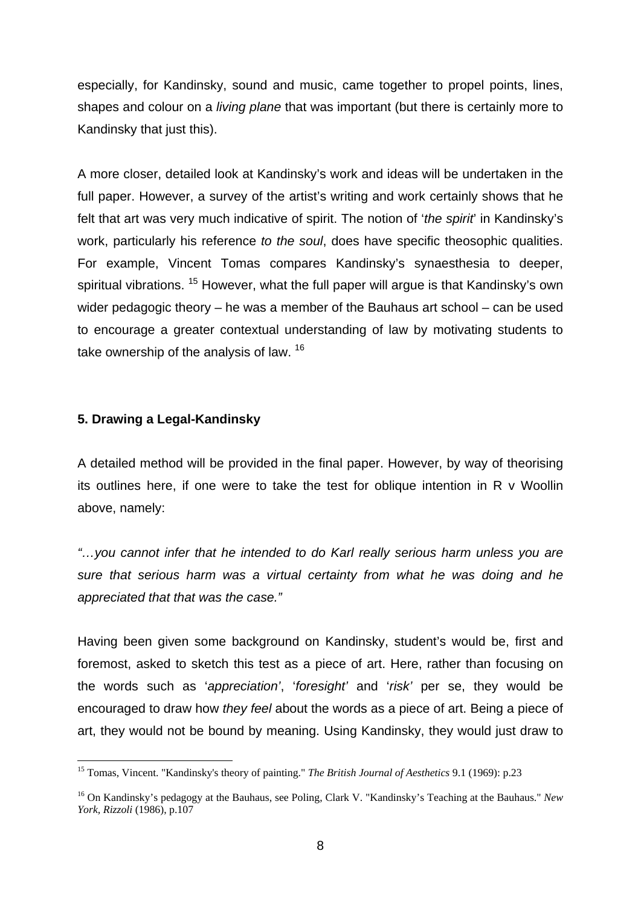especially, for Kandinsky, sound and music, came together to propel points, lines, shapes and colour on a *living plane* that was important (but there is certainly more to Kandinsky that just this).

A more closer, detailed look at Kandinsky's work and ideas will be undertaken in the full paper. However, a survey of the artist's writing and work certainly shows that he felt that art was very much indicative of spirit. The notion of '*the spirit*' in Kandinsky's work, particularly his reference *to the soul*, does have specific theosophic qualities. For example, Vincent Tomas compares Kandinsky's synaesthesia to deeper, spiritual vibrations. [15] However, what the full paper will argue is that Kandinsky's own wider pedagogic theory – he was a member of the Bauhaus art school – can be used to encourage a greater contextual understanding of law by motivating students to take ownership of the analysis of law. [16]

## 5. Drawing a Legal-Kandinsky

A detailed method will be provided in the final paper. However, by way of theorising its outlines here, if one were to take the test for oblique intention in R v Woollin above, namely:

*"…you cannot infer that he intended to do Karl really serious harm unless you are sure that serious harm was a virtual certainty from what he was doing and he appreciated that that was the case."*

Having been given some background on Kandinsky, student's would be, first and foremost, asked to sketch this test as a piece of art. Here, rather than focusing on the words such as '*appreciation'*, '*foresight'* and '*risk'* per se, they would be encouraged to draw how *they feel* about the words as a piece of art. Being a piece of art, they would not be bound by meaning. Using Kandinsky, they would just draw to

---

[15] Tomas, Vincent. "Kandinsky's theory of painting." *The British Journal of Aesthetics* 9.1 (1969): p.23

[16] On Kandinsky's pedagogy at the Bauhaus, see Poling, Clark V. "Kandinsky's Teaching at the Bauhaus." *New York, Rizzoli* (1986), p.107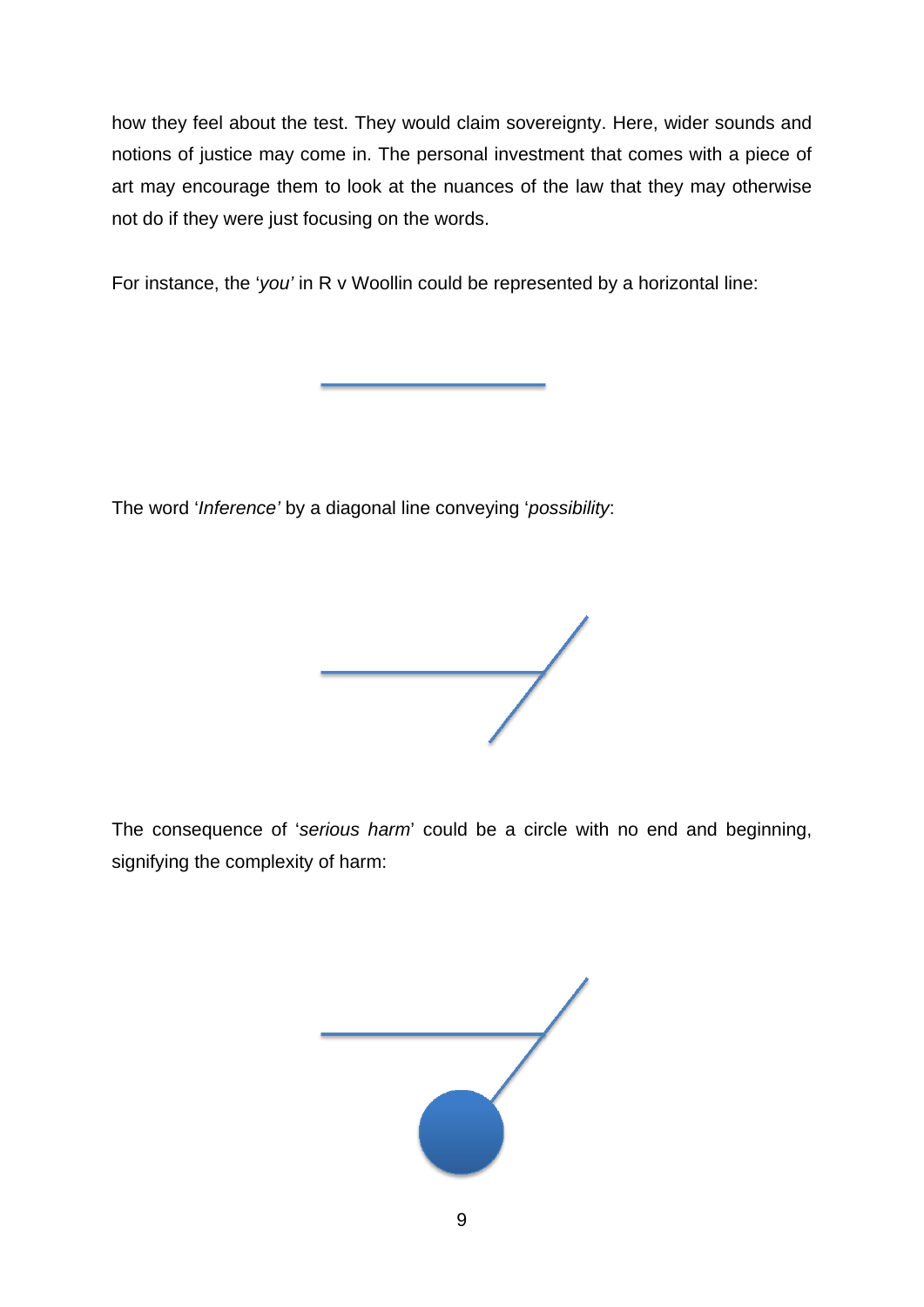how they feel about the test. They would claim sovereignty. Here, wider sounds and notions of justice may come in. The personal investment that comes with a piece of art may encourage them to look at the nuances of the law that they may otherwise not do if they were just focusing on the words.

For instance, the '*you'* in R v Woollin could be represented by a horizontal line:

The word '*Inference'* by a diagonal line conveying '*possibility*:

The consequence of '*serious harm*' could be a circle with no end and beginning, signifying the complexity of harm: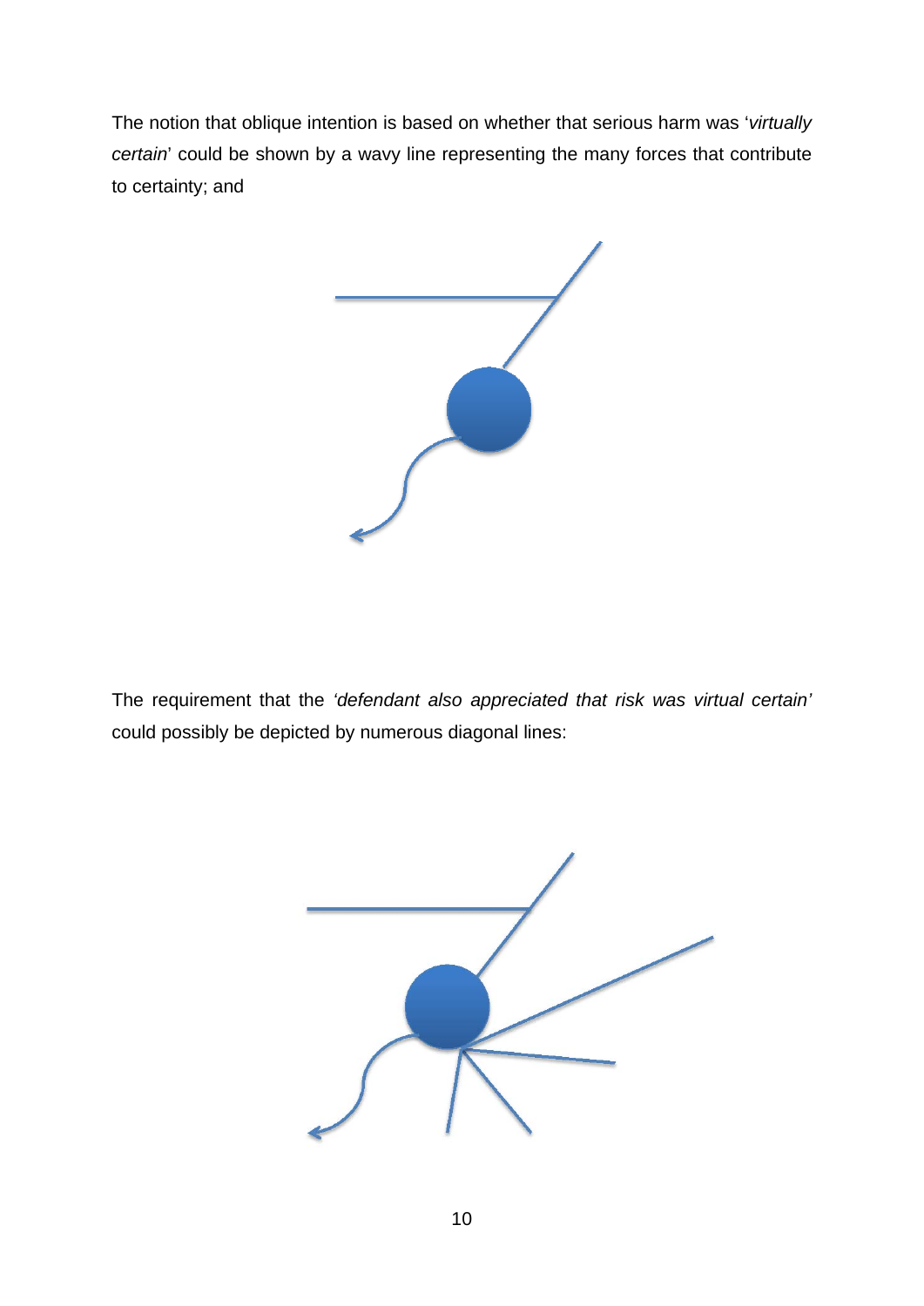The notion that oblique intention is based on whether that serious harm was '*virtually certain*' could be shown by a wavy line representing the many forces that contribute to certainty; and

The requirement that the *'defendant also appreciated that risk was virtual certain'* could possibly be depicted by numerous diagonal lines: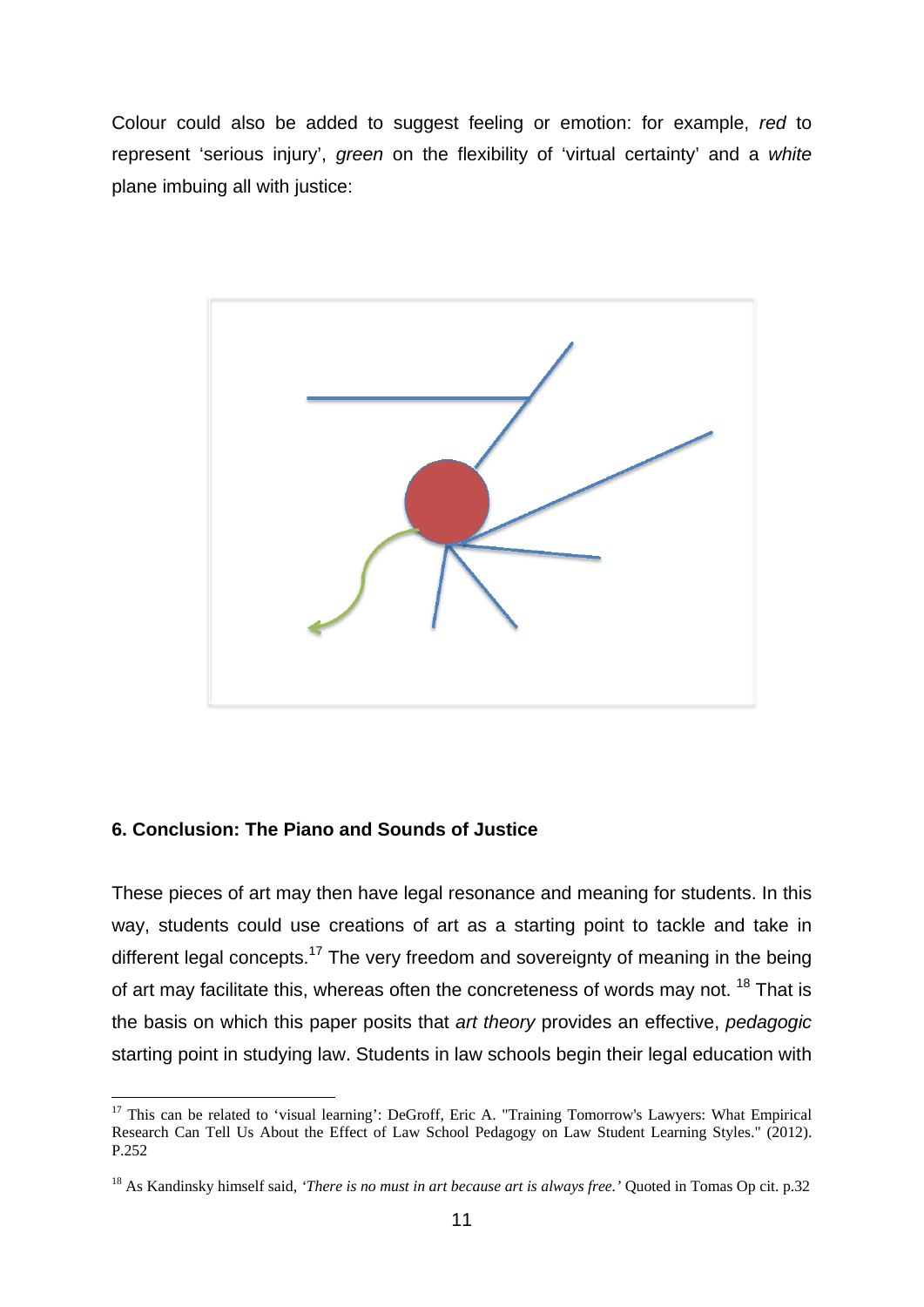Colour could also be added to suggest feeling or emotion: for example, *red* to represent 'serious injury', *green* on the flexibility of 'virtual certainty' and a *white* plane imbuing all with justice:

### 6. Conclusion: The Piano and Sounds of Justice

These pieces of art may then have legal resonance and meaning for students. In this way, students could use creations of art as a starting point to tackle and take in different legal concepts.[17] The very freedom and sovereignty of meaning in the being of art may facilitate this, whereas often the concreteness of words may not. [18] That is the basis on which this paper posits that *art theory* provides an effective, *pedagogic* starting point in studying law. Students in law schools begin their legal education with

---

[17] This can be related to 'visual learning': DeGroff, Eric A. "Training Tomorrow's Lawyers: What Empirical Research Can Tell Us About the Effect of Law School Pedagogy on Law Student Learning Styles." (2012). P.252

[18] As Kandinsky himself said, *'There is no must in art because art is always free.'* Quoted in Tomas Op cit. p.32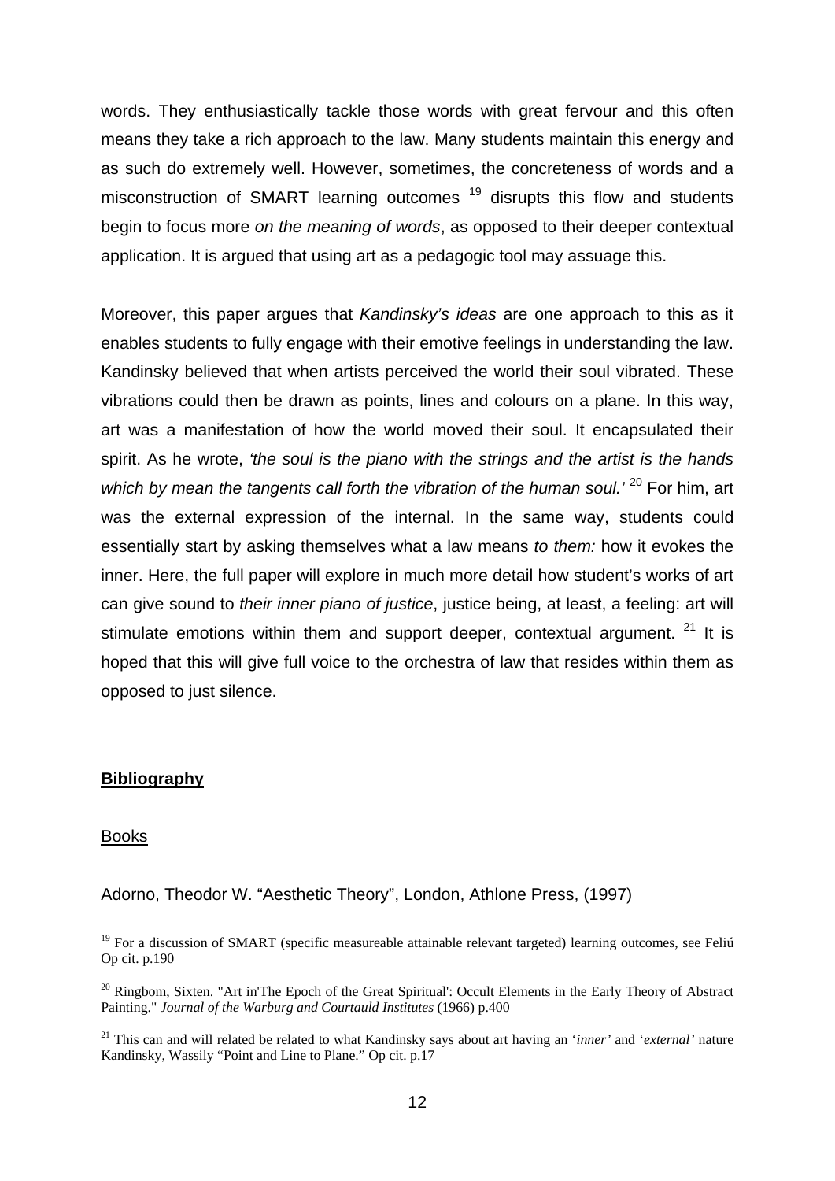words. They enthusiastically tackle those words with great fervour and this often means they take a rich approach to the law. Many students maintain this energy and as such do extremely well. However, sometimes, the concreteness of words and a misconstruction of SMART learning outcomes [19] disrupts this flow and students begin to focus more *on the meaning of words*, as opposed to their deeper contextual application. It is argued that using art as a pedagogic tool may assuage this.

Moreover, this paper argues that *Kandinsky's ideas* are one approach to this as it enables students to fully engage with their emotive feelings in understanding the law. Kandinsky believed that when artists perceived the world their soul vibrated. These vibrations could then be drawn as points, lines and colours on a plane. In this way, art was a manifestation of how the world moved their soul. It encapsulated their spirit. As he wrote, *'the soul is the piano with the strings and the artist is the hands which by mean the tangents call forth the vibration of the human soul.'* [20] For him, art was the external expression of the internal. In the same way, students could essentially start by asking themselves what a law means *to them:* how it evokes the inner. Here, the full paper will explore in much more detail how student's works of art can give sound to *their inner piano of justice*, justice being, at least, a feeling: art will stimulate emotions within them and support deeper, contextual argument. [21] It is hoped that this will give full voice to the orchestra of law that resides within them as opposed to just silence.

## Bibliography

### Books

Adorno, Theodor W. "Aesthetic Theory", London, Athlone Press, (1997)

---

[19] For a discussion of SMART (specific measureable attainable relevant targeted) learning outcomes, see Feliú Op cit. p.190

[20] Ringbom, Sixten. "Art in'The Epoch of the Great Spiritual': Occult Elements in the Early Theory of Abstract Painting." *Journal of the Warburg and Courtauld Institutes* (1966) p.400

[21] This can and will related be related to what Kandinsky says about art having an '*inner'* and '*external'* nature Kandinsky, Wassily "Point and Line to Plane." Op cit. p.17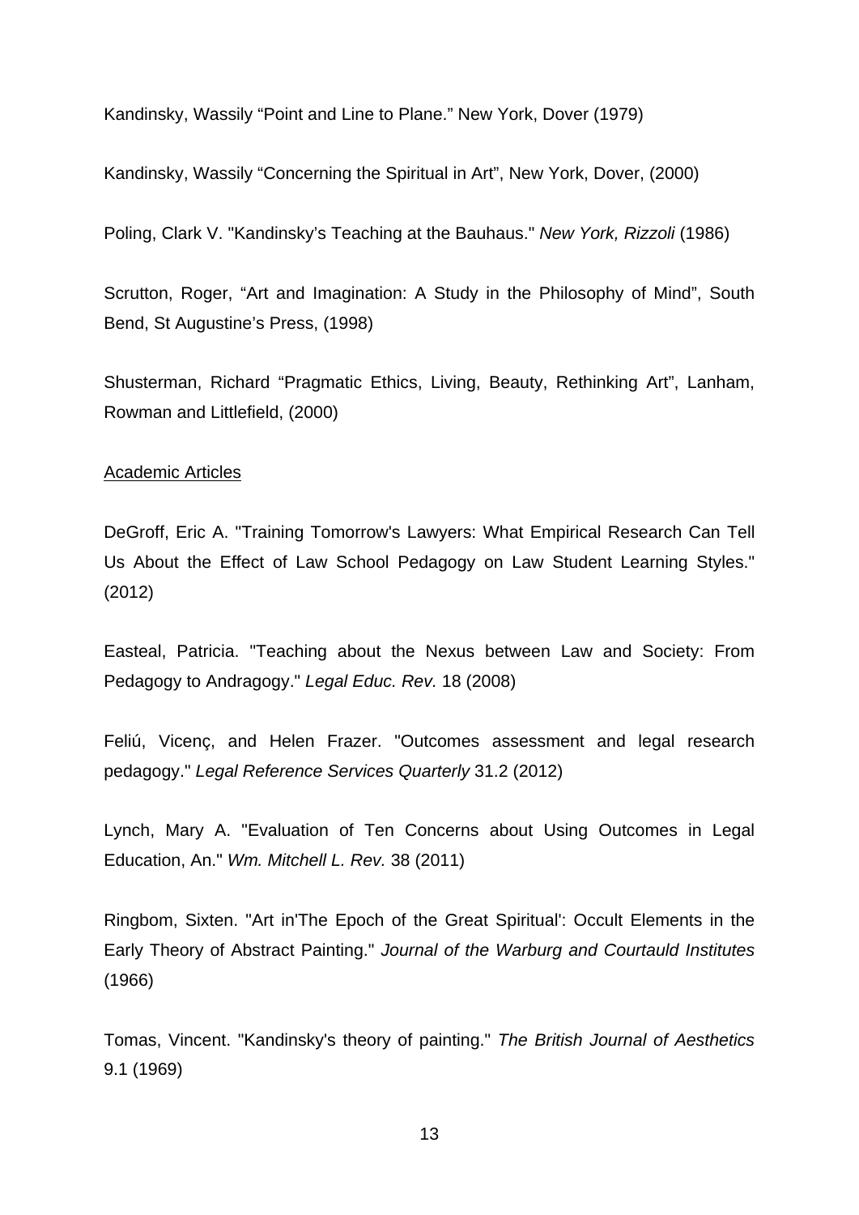Kandinsky, Wassily “Point and Line to Plane.” New York, Dover (1979)

Kandinsky, Wassily “Concerning the Spiritual in Art”, New York, Dover, (2000)

Poling, Clark V. "Kandinsky’s Teaching at the Bauhaus." *New York, Rizzoli* (1986)

Scrutton, Roger, “Art and Imagination: A Study in the Philosophy of Mind”, South Bend, St Augustine’s Press, (1998)

Shusterman, Richard “Pragmatic Ethics, Living, Beauty, Rethinking Art”, Lanham, Rowman and Littlefield, (2000)

<u>Academic Articles</u>

DeGroff, Eric A. "Training Tomorrow's Lawyers: What Empirical Research Can Tell Us About the Effect of Law School Pedagogy on Law Student Learning Styles." (2012)

Easteal, Patricia. "Teaching about the Nexus between Law and Society: From Pedagogy to Andragogy." *Legal Educ. Rev.* 18 (2008)

Feliú, Vicenç, and Helen Frazer. "Outcomes assessment and legal research pedagogy." *Legal Reference Services Quarterly* 31.2 (2012)

Lynch, Mary A. "Evaluation of Ten Concerns about Using Outcomes in Legal Education, An." *Wm. Mitchell L. Rev.* 38 (2011)

Ringbom, Sixten. "Art in'The Epoch of the Great Spiritual': Occult Elements in the Early Theory of Abstract Painting." *Journal of the Warburg and Courtauld Institutes* (1966)

Tomas, Vincent. "Kandinsky's theory of painting." *The British Journal of Aesthetics* 9.1 (1969)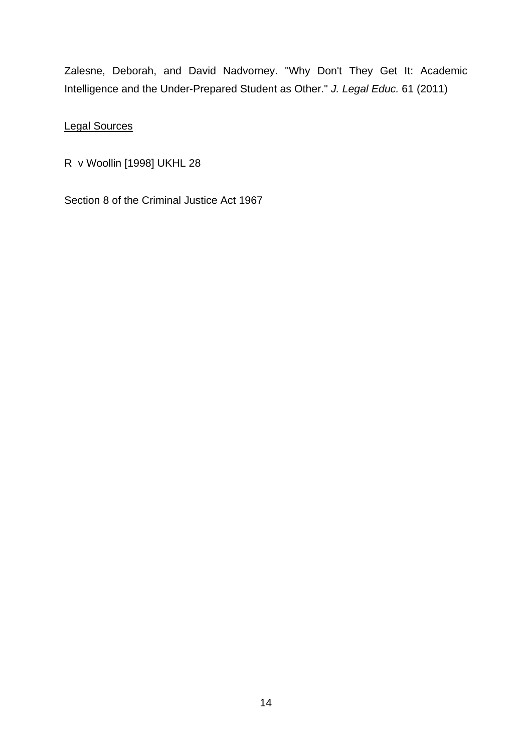Zalesne, Deborah, and David Nadvorney. "Why Don't They Get It: Academic Intelligence and the Under-Prepared Student as Other." *J. Legal Educ.* 61 (2011)

<u>Legal Sources</u>

R v Woollin [1998] UKHL 28

Section 8 of the Criminal Justice Act 1967